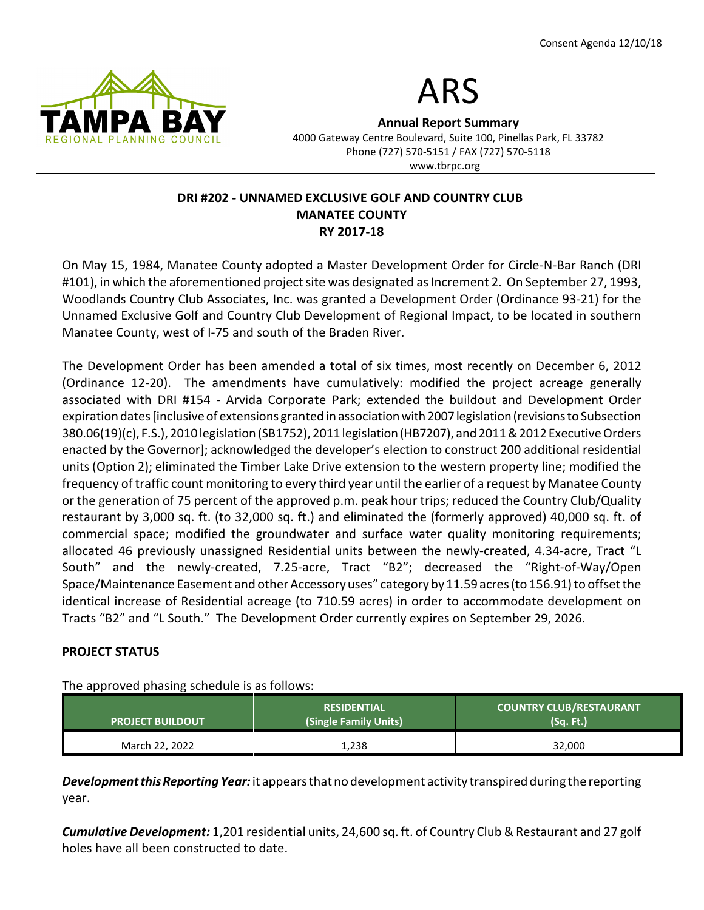Consent Agenda 12/10/18

# ARS

**Annual Report Summary**

4000 Gateway Centre Boulevard, Suite 100, Pinellas Park, FL 33782
Phone (727) 570-5151 / FAX (727) 570-5118
www.tbrpc.org

## DRI #202 - UNNAMED EXCLUSIVE GOLF AND COUNTRY CLUB
## MANATEE COUNTY
## RY 2017-18

On May 15, 1984, Manatee County adopted a Master Development Order for Circle-N-Bar Ranch (DRI #101), in which the aforementioned project site was designated as Increment 2. On September 27, 1993, Woodlands Country Club Associates, Inc. was granted a Development Order (Ordinance 93-21) for the Unnamed Exclusive Golf and Country Club Development of Regional Impact, to be located in southern Manatee County, west of I-75 and south of the Braden River.

The Development Order has been amended a total of six times, most recently on December 6, 2012 (Ordinance 12-20). The amendments have cumulatively: modified the project acreage generally associated with DRI #154 - Arvida Corporate Park; extended the buildout and Development Order expiration dates [inclusive of extensions granted in association with 2007 legislation (revisions to Subsection 380.06(19)(c), F.S.), 2010 legislation (SB1752), 2011 legislation (HB7207), and 2011 & 2012 Executive Orders enacted by the Governor]; acknowledged the developer's election to construct 200 additional residential units (Option 2); eliminated the Timber Lake Drive extension to the western property line; modified the frequency of traffic count monitoring to every third year until the earlier of a request by Manatee County or the generation of 75 percent of the approved p.m. peak hour trips; reduced the Country Club/Quality restaurant by 3,000 sq. ft. (to 32,000 sq. ft.) and eliminated the (formerly approved) 40,000 sq. ft. of commercial space; modified the groundwater and surface water quality monitoring requirements; allocated 46 previously unassigned Residential units between the newly-created, 4.34-acre, Tract "L South" and the newly-created, 7.25-acre, Tract "B2"; decreased the "Right-of-Way/Open Space/Maintenance Easement and other Accessory uses" category by 11.59 acres (to 156.91) to offset the identical increase of Residential acreage (to 710.59 acres) in order to accommodate development on Tracts "B2" and "L South." The Development Order currently expires on September 29, 2026.

### PROJECT STATUS

The approved phasing schedule is as follows:

| PROJECT BUILDOUT | RESIDENTIAL (Single Family Units) | COUNTRY CLUB/RESTAURANT (Sq. Ft.) |
|---|---|---|
| March 22, 2022 | 1,238 | 32,000 |

***Development this Reporting Year:*** it appears that no development activity transpired during the reporting year.

***Cumulative Development:*** 1,201 residential units, 24,600 sq. ft. of Country Club & Restaurant and 27 golf holes have all been constructed to date.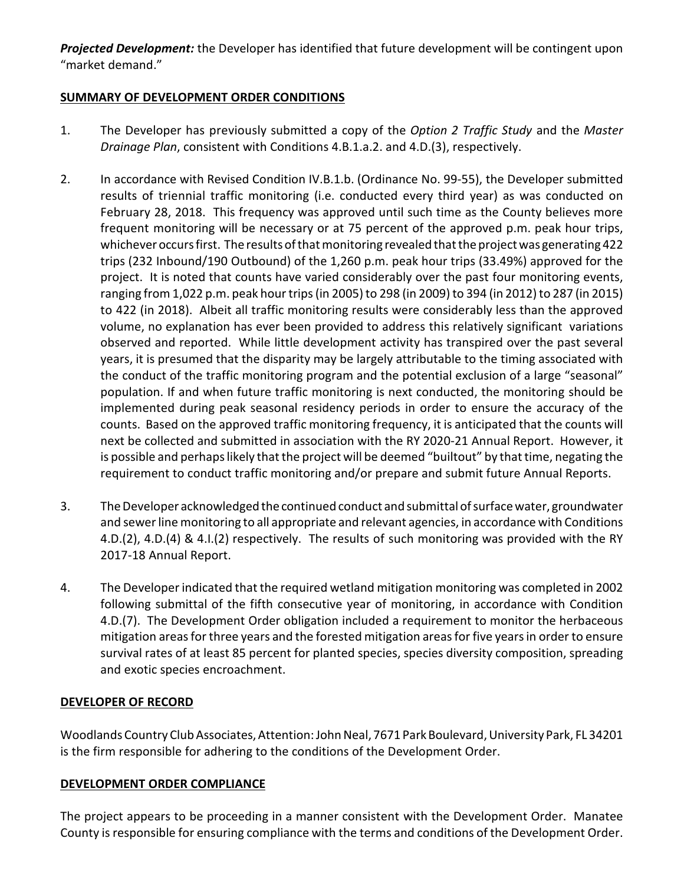***Projected Development:*** the Developer has identified that future development will be contingent upon "market demand."

**SUMMARY OF DEVELOPMENT ORDER CONDITIONS**

1. The Developer has previously submitted a copy of the *Option 2 Traffic Study* and the *Master Drainage Plan*, consistent with Conditions 4.B.1.a.2. and 4.D.(3), respectively.

2. In accordance with Revised Condition IV.B.1.b. (Ordinance No. 99-55), the Developer submitted results of triennial traffic monitoring (i.e. conducted every third year) as was conducted on February 28, 2018. This frequency was approved until such time as the County believes more frequent monitoring will be necessary or at 75 percent of the approved p.m. peak hour trips, whichever occurs first. The results of that monitoring revealed that the project was generating 422 trips (232 Inbound/190 Outbound) of the 1,260 p.m. peak hour trips (33.49%) approved for the project. It is noted that counts have varied considerably over the past four monitoring events, ranging from 1,022 p.m. peak hour trips (in 2005) to 298 (in 2009) to 394 (in 2012) to 287 (in 2015) to 422 (in 2018). Albeit all traffic monitoring results were considerably less than the approved volume, no explanation has ever been provided to address this relatively significant variations observed and reported. While little development activity has transpired over the past several years, it is presumed that the disparity may be largely attributable to the timing associated with the conduct of the traffic monitoring program and the potential exclusion of a large "seasonal" population. If and when future traffic monitoring is next conducted, the monitoring should be implemented during peak seasonal residency periods in order to ensure the accuracy of the counts. Based on the approved traffic monitoring frequency, it is anticipated that the counts will next be collected and submitted in association with the RY 2020-21 Annual Report. However, it is possible and perhaps likely that the project will be deemed "builtout" by that time, negating the requirement to conduct traffic monitoring and/or prepare and submit future Annual Reports.

3. The Developer acknowledged the continued conduct and submittal of surface water, groundwater and sewer line monitoring to all appropriate and relevant agencies, in accordance with Conditions 4.D.(2), 4.D.(4) & 4.I.(2) respectively. The results of such monitoring was provided with the RY 2017-18 Annual Report.

4. The Developer indicated that the required wetland mitigation monitoring was completed in 2002 following submittal of the fifth consecutive year of monitoring, in accordance with Condition 4.D.(7). The Development Order obligation included a requirement to monitor the herbaceous mitigation areas for three years and the forested mitigation areas for five years in order to ensure survival rates of at least 85 percent for planted species, species diversity composition, spreading and exotic species encroachment.

**DEVELOPER OF RECORD**

Woodlands Country Club Associates, Attention: John Neal, 7671 Park Boulevard, University Park, FL 34201 is the firm responsible for adhering to the conditions of the Development Order.

**DEVELOPMENT ORDER COMPLIANCE**

The project appears to be proceeding in a manner consistent with the Development Order. Manatee County is responsible for ensuring compliance with the terms and conditions of the Development Order.